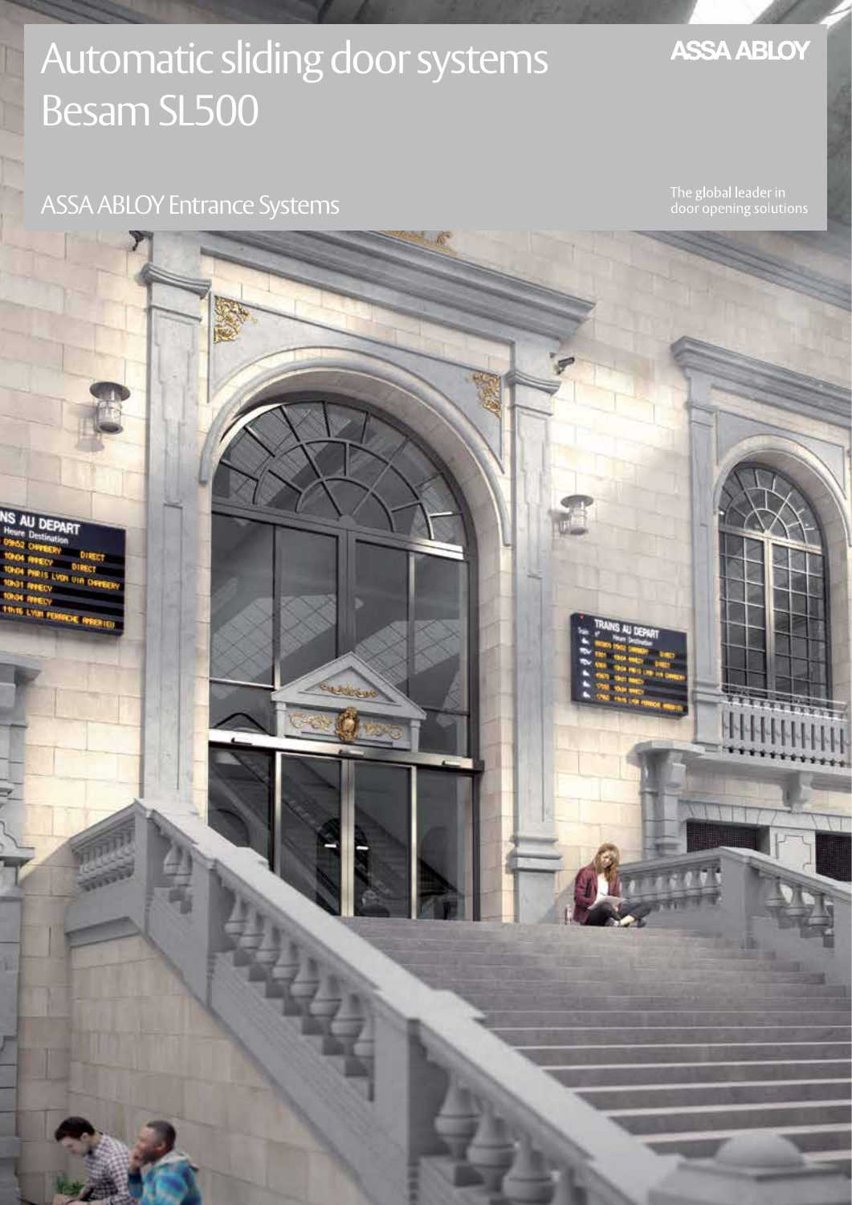# Automatic sliding door systems Besam SL500

ASSA ABLOY

## ASSA ABLOY Entrance Systems

The global leader in door opening solutions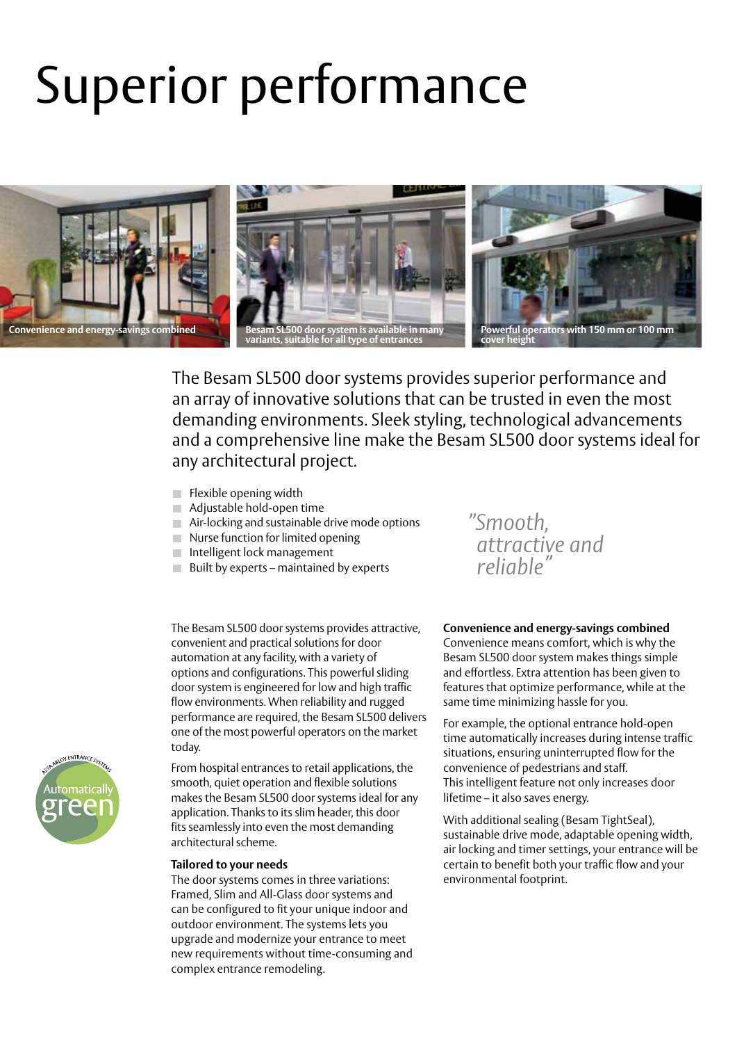# Superior performance

Convenience and energy-savings combined

Besam SL500 door system is available in many variants, suitable for all type of entrances

Powerful operators with 150 mm or 100 mm cover height

The Besam SL500 door systems provides superior performance and an array of innovative solutions that can be trusted in even the most demanding environments. Sleek styling, technological advancements and a comprehensive line make the Besam SL500 door systems ideal for any architectural project.

- Flexible opening width
- Adjustable hold-open time
- Air-locking and sustainable drive mode options
- Nurse function for limited opening
- Intelligent lock management
- Built by experts – maintained by experts

*"Smooth, attractive and reliable"*

The Besam SL500 door systems provides attractive, convenient and practical solutions for door automation at any facility, with a variety of options and configurations. This powerful sliding door system is engineered for low and high traffic flow environments. When reliability and rugged performance are required, the Besam SL500 delivers one of the most powerful operators on the market today.

From hospital entrances to retail applications, the smooth, quiet operation and flexible solutions makes the Besam SL500 door systems ideal for any application. Thanks to its slim header, this door fits seamlessly into even the most demanding architectural scheme.

**Tailored to your needs**

The door systems comes in three variations: Framed, Slim and All-Glass door systems and can be configured to fit your unique indoor and outdoor environment. The systems lets you upgrade and modernize your entrance to meet new requirements without time-consuming and complex entrance remodeling.

**Convenience and energy-savings combined**

Convenience means comfort, which is why the Besam SL500 door system makes things simple and effortless. Extra attention has been given to features that optimize performance, while at the same time minimizing hassle for you.

For example, the optional entrance hold-open time automatically increases during intense traffic situations, ensuring uninterrupted flow for the convenience of pedestrians and staff. This intelligent feature not only increases door lifetime – it also saves energy.

With additional sealing (Besam TightSeal), sustainable drive mode, adaptable opening width, air locking and timer settings, your entrance will be certain to benefit both your traffic flow and your environmental footprint.

ASSA ABLOY ENTRANCE SYSTEMS Automatically green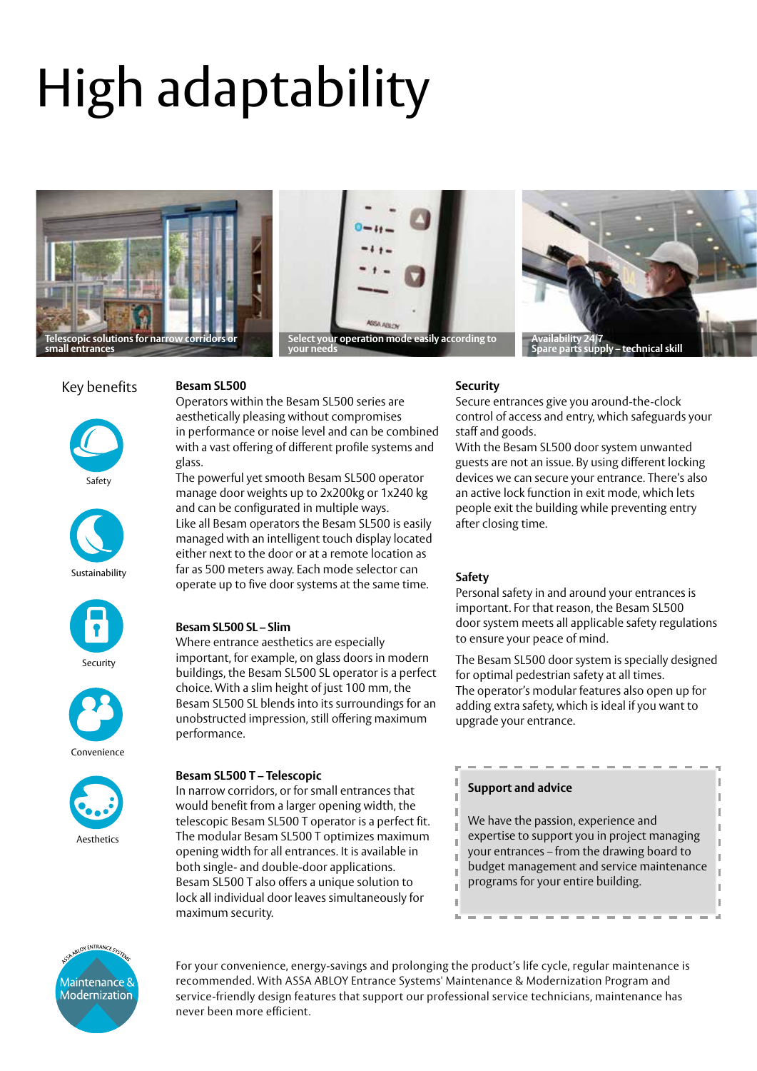# High adaptability

Telescopic solutions for narrow corridors or small entrances

Select your operation mode easily according to your needs

Availability 24/7
Spare parts supply – technical skill

## Key benefits

- Safety
- Sustainability
- Security
- Convenience
- Aesthetics

### Besam SL500

Operators within the Besam SL500 series are aesthetically pleasing without compromises in performance or noise level and can be combined with a vast offering of different profile systems and glass.

The powerful yet smooth Besam SL500 operator manage door weights up to 2x200kg or 1x240 kg and can be configurated in multiple ways.

Like all Besam operators the Besam SL500 is easily managed with an intelligent touch display located either next to the door or at a remote location as far as 500 meters away. Each mode selector can operate up to five door systems at the same time.

### Besam SL500 SL – Slim

Where entrance aesthetics are especially important, for example, on glass doors in modern buildings, the Besam SL500 SL operator is a perfect choice. With a slim height of just 100 mm, the Besam SL500 SL blends into its surroundings for an unobstructed impression, still offering maximum performance.

### Besam SL500 T – Telescopic

In narrow corridors, or for small entrances that would benefit from a larger opening width, the telescopic Besam SL500 T operator is a perfect fit. The modular Besam SL500 T optimizes maximum opening width for all entrances. It is available in both single- and double-door applications.

Besam SL500 T also offers a unique solution to lock all individual door leaves simultaneously for maximum security.

### Security

Secure entrances give you around-the-clock control of access and entry, which safeguards your staff and goods.

With the Besam SL500 door system unwanted guests are not an issue. By using different locking devices we can secure your entrance. There's also an active lock function in exit mode, which lets people exit the building while preventing entry after closing time.

### Safety

Personal safety in and around your entrances is important. For that reason, the Besam SL500 door system meets all applicable safety regulations to ensure your peace of mind.

The Besam SL500 door system is specially designed for optimal pedestrian safety at all times.

The operator's modular features also open up for adding extra safety, which is ideal if you want to upgrade your entrance.

### Support and advice

We have the passion, experience and expertise to support you in project managing your entrances – from the drawing board to budget management and service maintenance programs for your entire building.

ASSA ABLOY ENTRANCE SYSTEMS
Maintenance & Modernization

For your convenience, energy-savings and prolonging the product's life cycle, regular maintenance is recommended. With ASSA ABLOY Entrance Systems' Maintenance & Modernization Program and service-friendly design features that support our professional service technicians, maintenance has never been more efficient.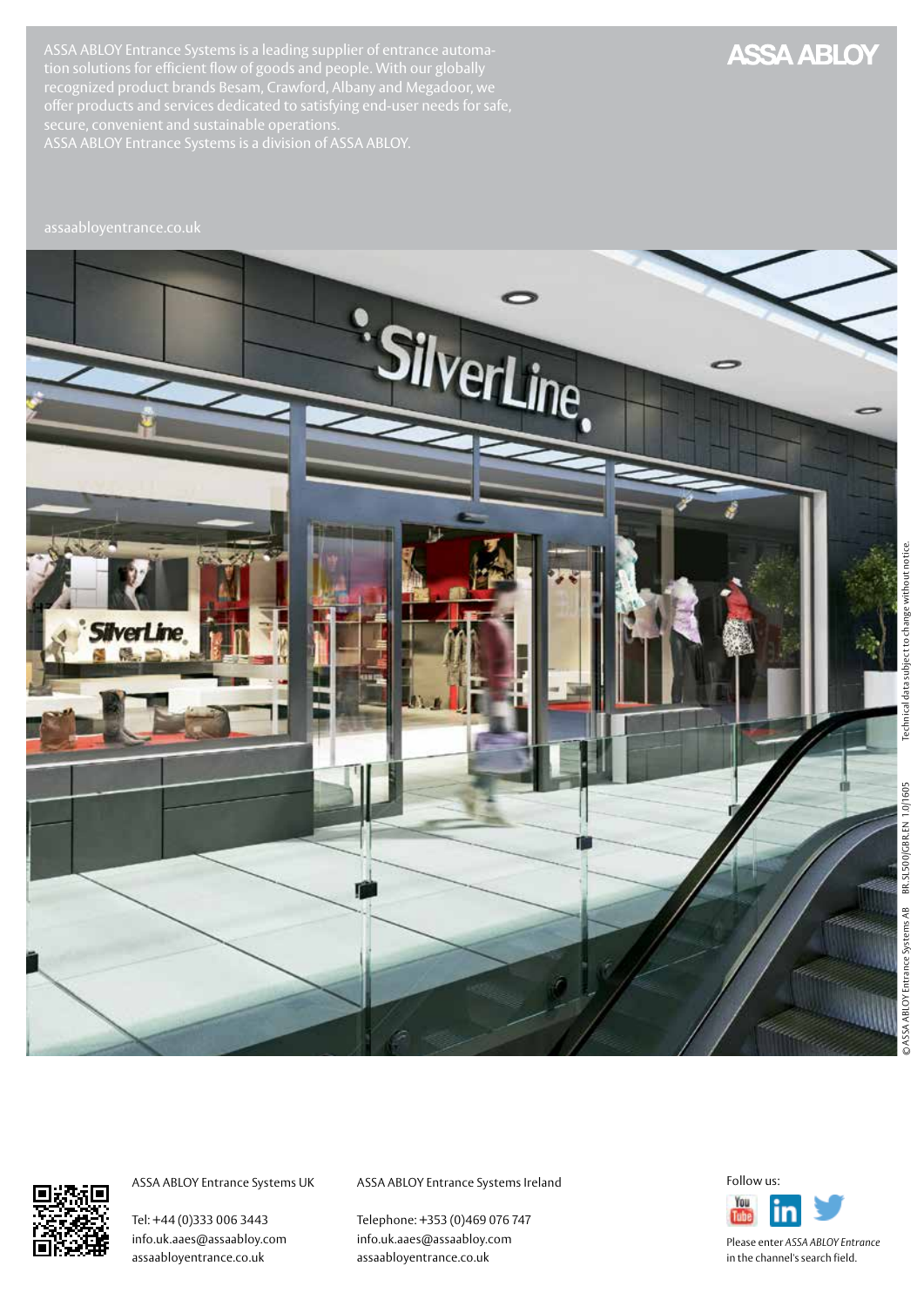ASSA ABLOY Entrance Systems is a leading supplier of entrance automation solutions for efficient flow of goods and people. With our globally recognized product brands Besam, Crawford, Albany and Megadoor, we offer products and services dedicated to satisfying end-user needs for safe, secure, convenient and sustainable operations.
ASSA ABLOY Entrance Systems is a division of ASSA ABLOY.

**ASSA ABLOY**

assaabloyentrance.co.uk

© ASSA ABLOY Entrance Systems AB BR.SL500/GBR.EN 1.0/1605 Technical data subject to change without notice.

ASSA ABLOY Entrance Systems UK

Tel: +44 (0)333 006 3443
info.uk.aaes@assaabloy.com
assaabloyentrance.co.uk

ASSA ABLOY Entrance Systems Ireland

Telephone: +353 (0)469 076 747
info.uk.aaes@assaabloy.com
assaabloyentrance.co.uk

Follow us:

Please enter *ASSA ABLOY Entrance* in the channel's search field.